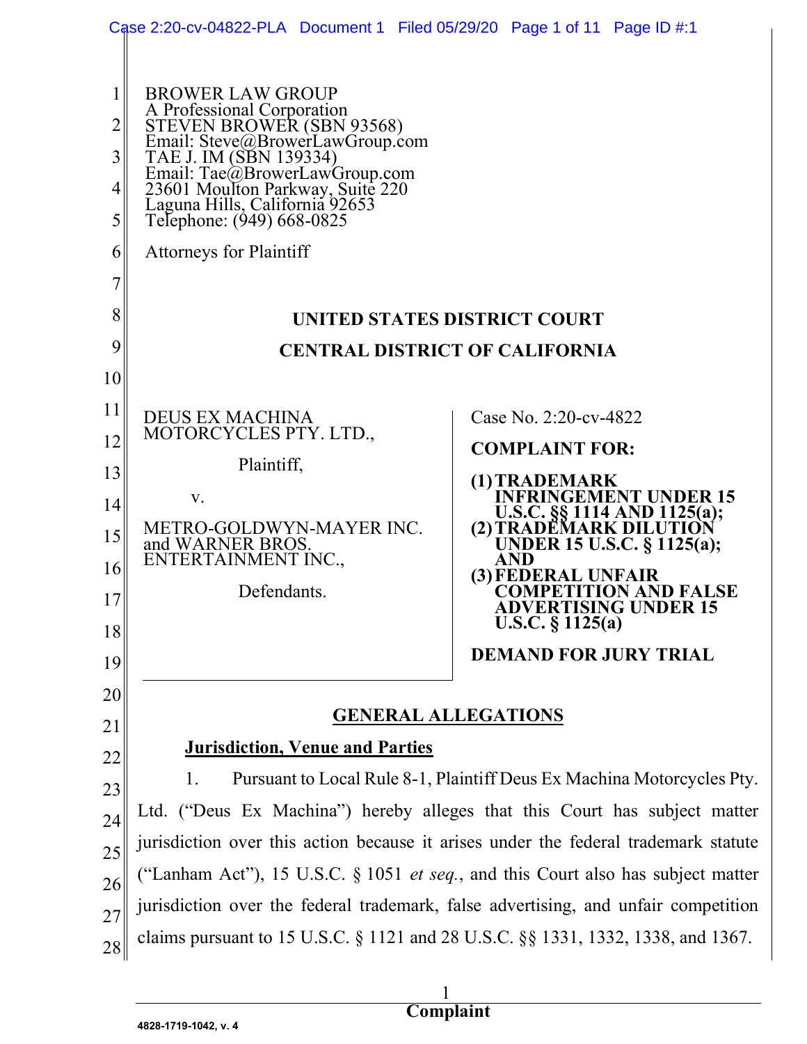BROWER LAW GROUP
A Professional Corporation
STEVEN BROWER (SBN 93568)
Email: Steve@BrowerLawGroup.com
TAE J. IM (SBN 139334)
Email: Tae@BrowerLawGroup.com
23601 Moulton Parkway, Suite 220
Laguna Hills, California 92653
Telephone: (949) 668-0825

Attorneys for Plaintiff

**UNITED STATES DISTRICT COURT**

**CENTRAL DISTRICT OF CALIFORNIA**

DEUS EX MACHINA MOTORCYCLES PTY. LTD.,

Plaintiff,

v.

METRO-GOLDWYN-MAYER INC. and WARNER BROS. ENTERTAINMENT INC.,

Defendants.

Case No. 2:20-cv-4822

**COMPLAINT FOR:**

**(1) TRADEMARK INFRINGEMENT UNDER 15 U.S.C. §§ 1114 AND 1125(a);**
**(2) TRADEMARK DILUTION UNDER 15 U.S.C. § 1125(a); AND**
**(3) FEDERAL UNFAIR COMPETITION AND FALSE ADVERTISING UNDER 15 U.S.C. § 1125(a)**

**DEMAND FOR JURY TRIAL**

## GENERAL ALLEGATIONS

### Jurisdiction, Venue and Parties

1. Pursuant to Local Rule 8-1, Plaintiff Deus Ex Machina Motorcycles Pty. Ltd. ("Deus Ex Machina") hereby alleges that this Court has subject matter jurisdiction over this action because it arises under the federal trademark statute ("Lanham Act"), 15 U.S.C. § 1051 *et seq.*, and this Court also has subject matter jurisdiction over the federal trademark, false advertising, and unfair competition claims pursuant to 15 U.S.C. § 1121 and 28 U.S.C. §§ 1331, 1332, 1338, and 1367.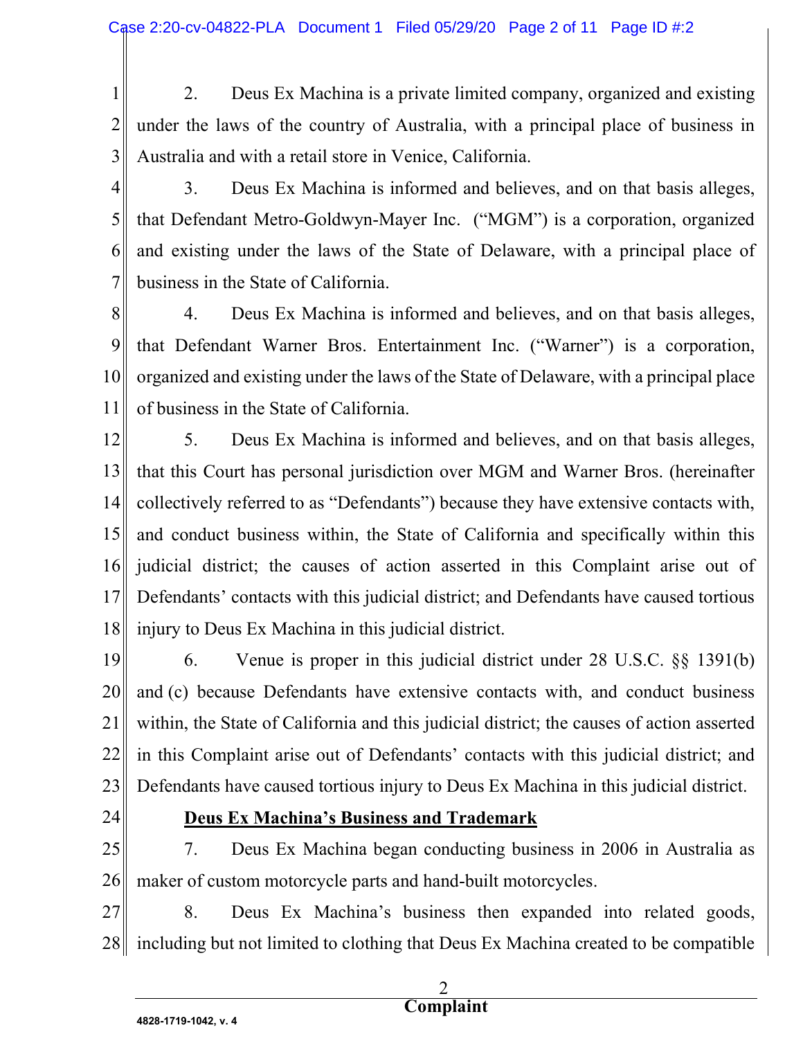2. Deus Ex Machina is a private limited company, organized and existing under the laws of the country of Australia, with a principal place of business in Australia and with a retail store in Venice, California.

3. Deus Ex Machina is informed and believes, and on that basis alleges, that Defendant Metro-Goldwyn-Mayer Inc. ("MGM") is a corporation, organized and existing under the laws of the State of Delaware, with a principal place of business in the State of California.

4. Deus Ex Machina is informed and believes, and on that basis alleges, that Defendant Warner Bros. Entertainment Inc. ("Warner") is a corporation, organized and existing under the laws of the State of Delaware, with a principal place of business in the State of California.

5. Deus Ex Machina is informed and believes, and on that basis alleges, that this Court has personal jurisdiction over MGM and Warner Bros. (hereinafter collectively referred to as "Defendants") because they have extensive contacts with, and conduct business within, the State of California and specifically within this judicial district; the causes of action asserted in this Complaint arise out of Defendants' contacts with this judicial district; and Defendants have caused tortious injury to Deus Ex Machina in this judicial district.

6. Venue is proper in this judicial district under 28 U.S.C. §§ 1391(b) and (c) because Defendants have extensive contacts with, and conduct business within, the State of California and this judicial district; the causes of action asserted in this Complaint arise out of Defendants' contacts with this judicial district; and Defendants have caused tortious injury to Deus Ex Machina in this judicial district.

**Deus Ex Machina's Business and Trademark**

7. Deus Ex Machina began conducting business in 2006 in Australia as maker of custom motorcycle parts and hand-built motorcycles.

8. Deus Ex Machina's business then expanded into related goods, including but not limited to clothing that Deus Ex Machina created to be compatible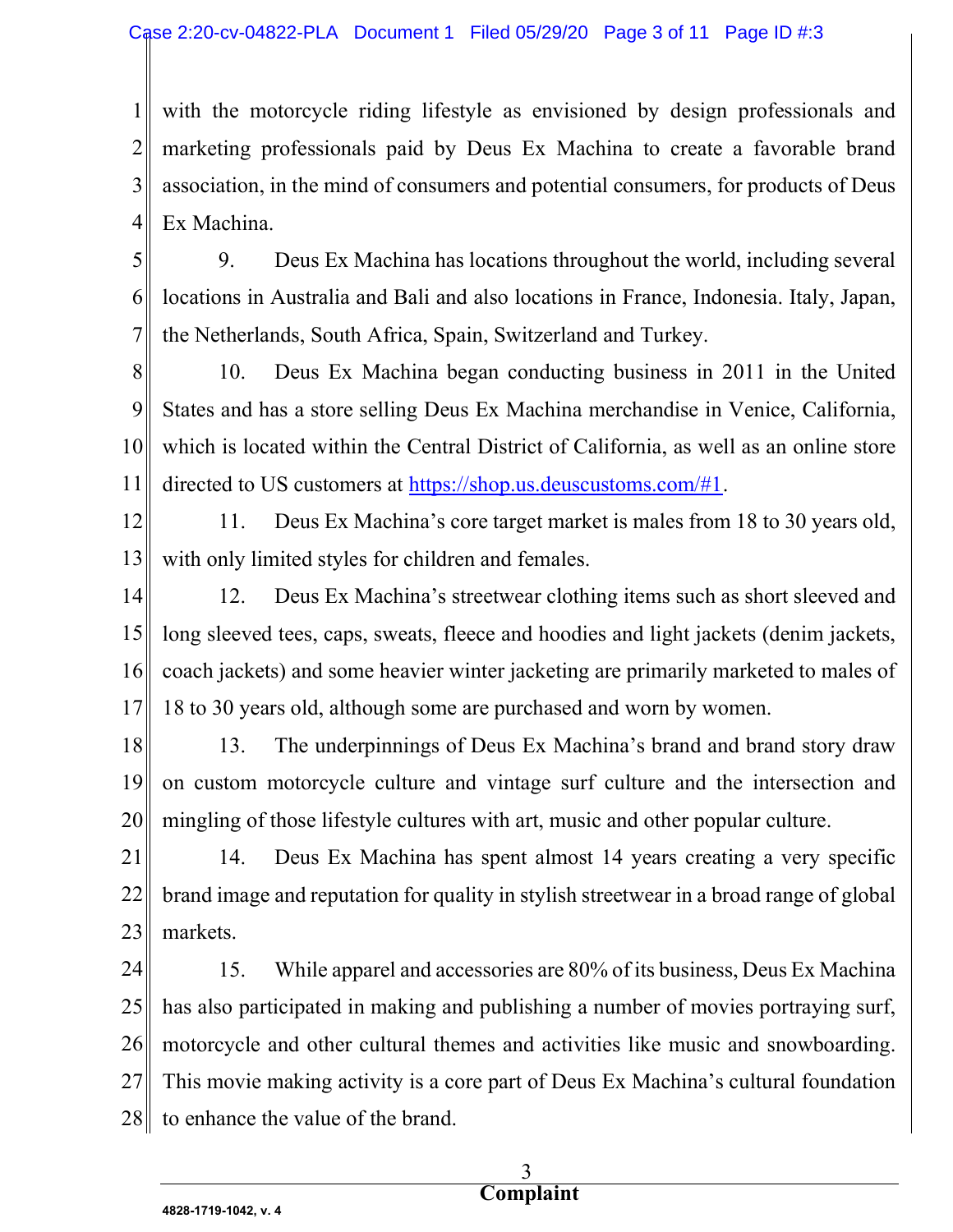with the motorcycle riding lifestyle as envisioned by design professionals and marketing professionals paid by Deus Ex Machina to create a favorable brand association, in the mind of consumers and potential consumers, for products of Deus Ex Machina.

9. Deus Ex Machina has locations throughout the world, including several locations in Australia and Bali and also locations in France, Indonesia. Italy, Japan, the Netherlands, South Africa, Spain, Switzerland and Turkey.

10. Deus Ex Machina began conducting business in 2011 in the United States and has a store selling Deus Ex Machina merchandise in Venice, California, which is located within the Central District of California, as well as an online store directed to US customers at https://shop.us.deuscustoms.com/#1.

11. Deus Ex Machina's core target market is males from 18 to 30 years old, with only limited styles for children and females.

12. Deus Ex Machina's streetwear clothing items such as short sleeved and long sleeved tees, caps, sweats, fleece and hoodies and light jackets (denim jackets, coach jackets) and some heavier winter jacketing are primarily marketed to males of 18 to 30 years old, although some are purchased and worn by women.

13. The underpinnings of Deus Ex Machina's brand and brand story draw on custom motorcycle culture and vintage surf culture and the intersection and mingling of those lifestyle cultures with art, music and other popular culture.

14. Deus Ex Machina has spent almost 14 years creating a very specific brand image and reputation for quality in stylish streetwear in a broad range of global markets.

15. While apparel and accessories are 80% of its business, Deus Ex Machina has also participated in making and publishing a number of movies portraying surf, motorcycle and other cultural themes and activities like music and snowboarding. This movie making activity is a core part of Deus Ex Machina's cultural foundation to enhance the value of the brand.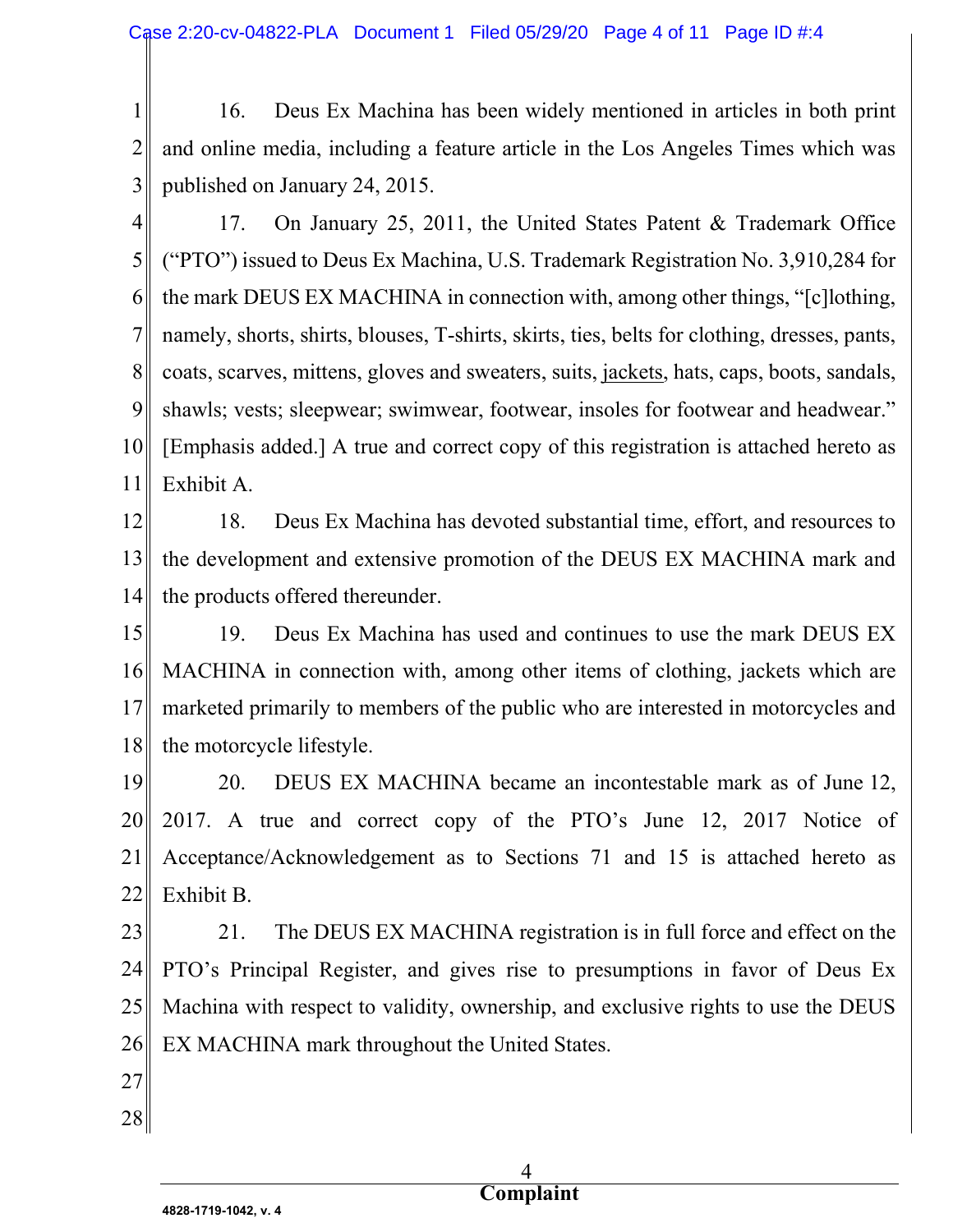16. Deus Ex Machina has been widely mentioned in articles in both print and online media, including a feature article in the Los Angeles Times which was published on January 24, 2015.

17. On January 25, 2011, the United States Patent & Trademark Office ("PTO") issued to Deus Ex Machina, U.S. Trademark Registration No. 3,910,284 for the mark DEUS EX MACHINA in connection with, among other things, "[c]lothing, namely, shorts, shirts, blouses, T-shirts, skirts, ties, belts for clothing, dresses, pants, coats, scarves, mittens, gloves and sweaters, suits, <u>jackets</u>, hats, caps, boots, sandals, shawls; vests; sleepwear; swimwear, footwear, insoles for footwear and headwear." [Emphasis added.] A true and correct copy of this registration is attached hereto as Exhibit A.

18. Deus Ex Machina has devoted substantial time, effort, and resources to the development and extensive promotion of the DEUS EX MACHINA mark and the products offered thereunder.

19. Deus Ex Machina has used and continues to use the mark DEUS EX MACHINA in connection with, among other items of clothing, jackets which are marketed primarily to members of the public who are interested in motorcycles and the motorcycle lifestyle.

20. DEUS EX MACHINA became an incontestable mark as of June 12, 2017. A true and correct copy of the PTO's June 12, 2017 Notice of Acceptance/Acknowledgement as to Sections 71 and 15 is attached hereto as Exhibit B.

21. The DEUS EX MACHINA registration is in full force and effect on the PTO's Principal Register, and gives rise to presumptions in favor of Deus Ex Machina with respect to validity, ownership, and exclusive rights to use the DEUS EX MACHINA mark throughout the United States.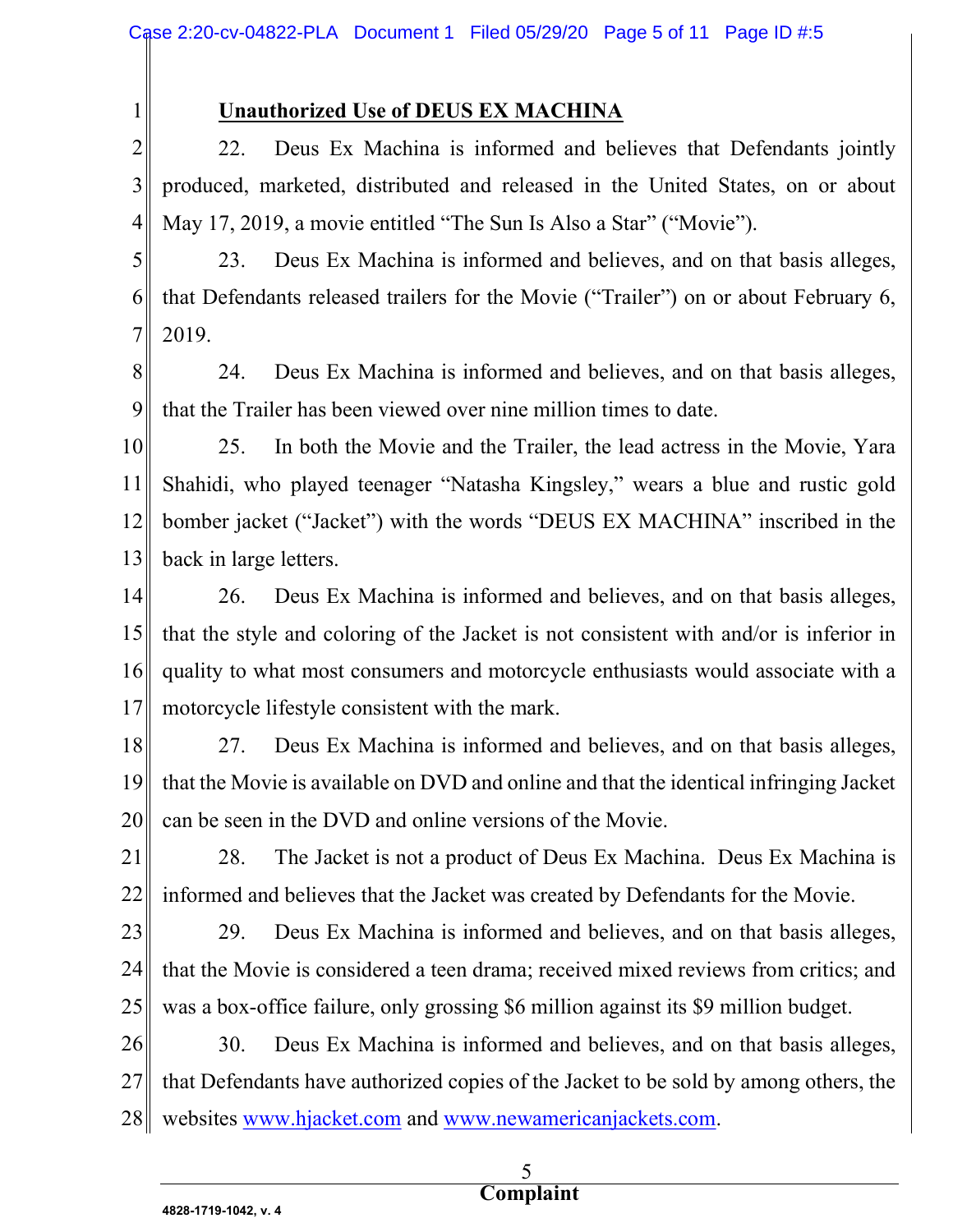**Unauthorized Use of DEUS EX MACHINA**

22. Deus Ex Machina is informed and believes that Defendants jointly produced, marketed, distributed and released in the United States, on or about May 17, 2019, a movie entitled "The Sun Is Also a Star" ("Movie").

23. Deus Ex Machina is informed and believes, and on that basis alleges, that Defendants released trailers for the Movie ("Trailer") on or about February 6, 2019.

24. Deus Ex Machina is informed and believes, and on that basis alleges, that the Trailer has been viewed over nine million times to date.

25. In both the Movie and the Trailer, the lead actress in the Movie, Yara Shahidi, who played teenager "Natasha Kingsley," wears a blue and rustic gold bomber jacket ("Jacket") with the words "DEUS EX MACHINA" inscribed in the back in large letters.

26. Deus Ex Machina is informed and believes, and on that basis alleges, that the style and coloring of the Jacket is not consistent with and/or is inferior in quality to what most consumers and motorcycle enthusiasts would associate with a motorcycle lifestyle consistent with the mark.

27. Deus Ex Machina is informed and believes, and on that basis alleges, that the Movie is available on DVD and online and that the identical infringing Jacket can be seen in the DVD and online versions of the Movie.

28. The Jacket is not a product of Deus Ex Machina. Deus Ex Machina is informed and believes that the Jacket was created by Defendants for the Movie.

29. Deus Ex Machina is informed and believes, and on that basis alleges, that the Movie is considered a teen drama; received mixed reviews from critics; and was a box-office failure, only grossing $6 million against its $9 million budget.

30. Deus Ex Machina is informed and believes, and on that basis alleges, that Defendants have authorized copies of the Jacket to be sold by among others, the websites www.hjacket.com and www.newamericanjackets.com.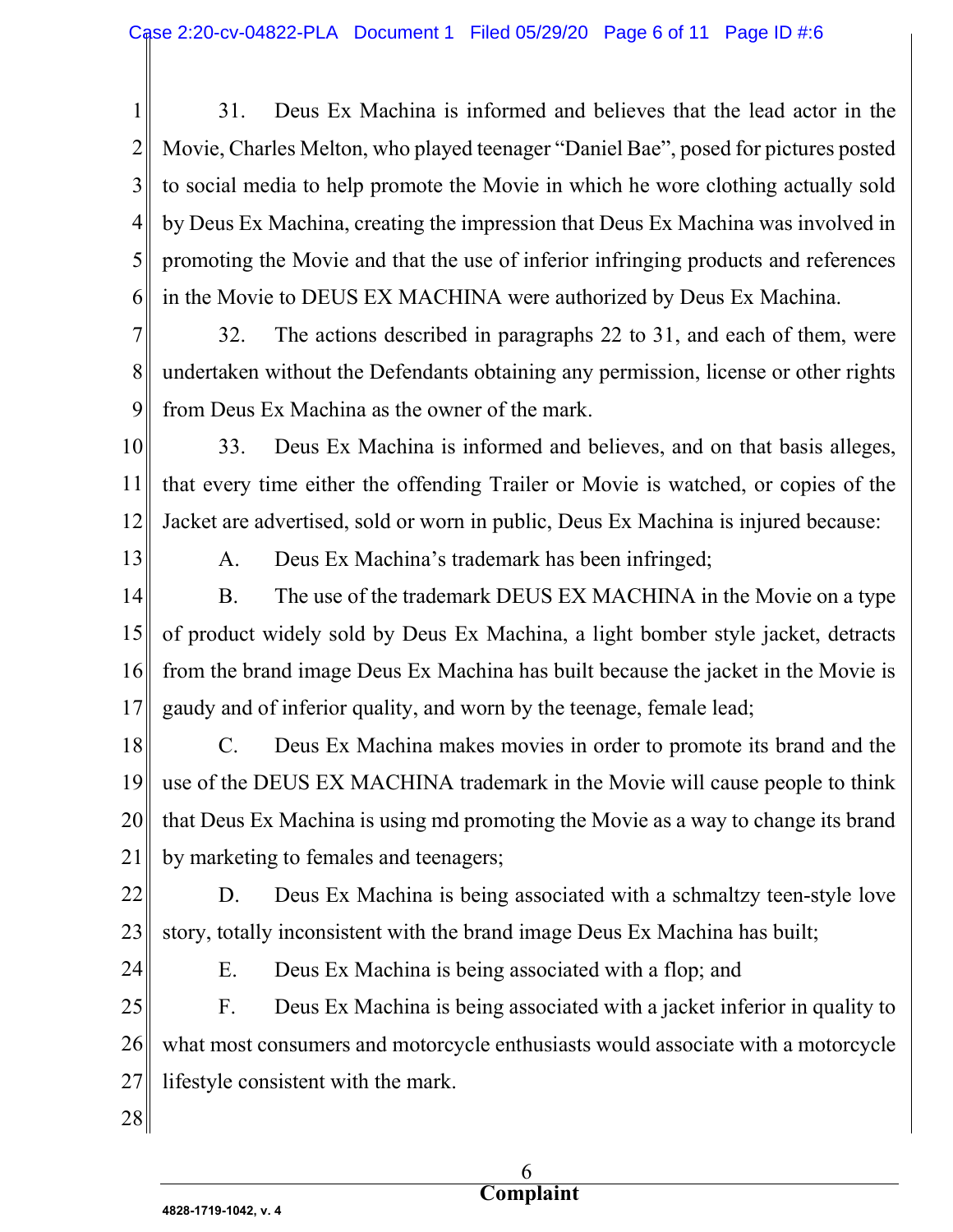31. Deus Ex Machina is informed and believes that the lead actor in the Movie, Charles Melton, who played teenager "Daniel Bae", posed for pictures posted to social media to help promote the Movie in which he wore clothing actually sold by Deus Ex Machina, creating the impression that Deus Ex Machina was involved in promoting the Movie and that the use of inferior infringing products and references in the Movie to DEUS EX MACHINA were authorized by Deus Ex Machina.

32. The actions described in paragraphs 22 to 31, and each of them, were undertaken without the Defendants obtaining any permission, license or other rights from Deus Ex Machina as the owner of the mark.

33. Deus Ex Machina is informed and believes, and on that basis alleges, that every time either the offending Trailer or Movie is watched, or copies of the Jacket are advertised, sold or worn in public, Deus Ex Machina is injured because:

A. Deus Ex Machina's trademark has been infringed;

B. The use of the trademark DEUS EX MACHINA in the Movie on a type of product widely sold by Deus Ex Machina, a light bomber style jacket, detracts from the brand image Deus Ex Machina has built because the jacket in the Movie is gaudy and of inferior quality, and worn by the teenage, female lead;

C. Deus Ex Machina makes movies in order to promote its brand and the use of the DEUS EX MACHINA trademark in the Movie will cause people to think that Deus Ex Machina is using md promoting the Movie as a way to change its brand by marketing to females and teenagers;

D. Deus Ex Machina is being associated with a schmaltzy teen-style love story, totally inconsistent with the brand image Deus Ex Machina has built;

E. Deus Ex Machina is being associated with a flop; and

F. Deus Ex Machina is being associated with a jacket inferior in quality to what most consumers and motorcycle enthusiasts would associate with a motorcycle lifestyle consistent with the mark.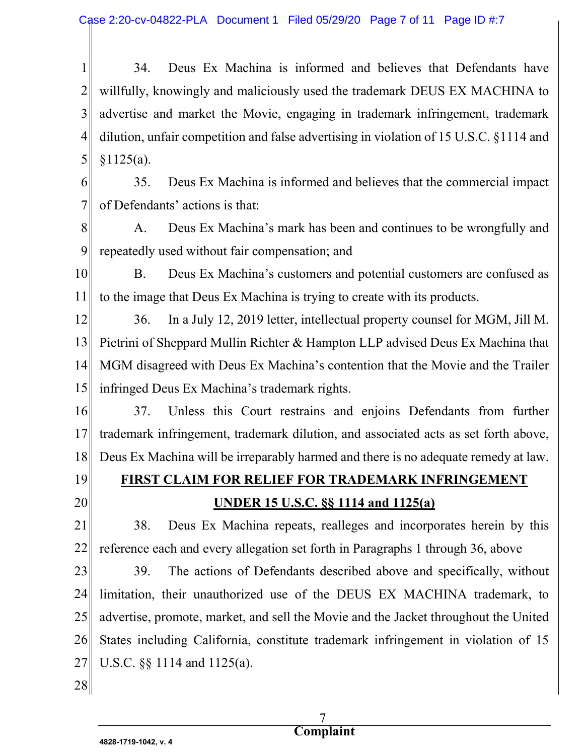34. Deus Ex Machina is informed and believes that Defendants have willfully, knowingly and maliciously used the trademark DEUS EX MACHINA to advertise and market the Movie, engaging in trademark infringement, trademark dilution, unfair competition and false advertising in violation of 15 U.S.C. §1114 and §1125(a).

35. Deus Ex Machina is informed and believes that the commercial impact of Defendants' actions is that:

A. Deus Ex Machina's mark has been and continues to be wrongfully and repeatedly used without fair compensation; and

B. Deus Ex Machina's customers and potential customers are confused as to the image that Deus Ex Machina is trying to create with its products.

36. In a July 12, 2019 letter, intellectual property counsel for MGM, Jill M. Pietrini of Sheppard Mullin Richter & Hampton LLP advised Deus Ex Machina that MGM disagreed with Deus Ex Machina's contention that the Movie and the Trailer infringed Deus Ex Machina's trademark rights.

37. Unless this Court restrains and enjoins Defendants from further trademark infringement, trademark dilution, and associated acts as set forth above, Deus Ex Machina will be irreparably harmed and there is no adequate remedy at law.

## FIRST CLAIM FOR RELIEF FOR TRADEMARK INFRINGEMENT UNDER 15 U.S.C. §§ 1114 and 1125(a)

38. Deus Ex Machina repeats, realleges and incorporates herein by this reference each and every allegation set forth in Paragraphs 1 through 36, above

39. The actions of Defendants described above and specifically, without limitation, their unauthorized use of the DEUS EX MACHINA trademark, to advertise, promote, market, and sell the Movie and the Jacket throughout the United States including California, constitute trademark infringement in violation of 15 U.S.C. §§ 1114 and 1125(a).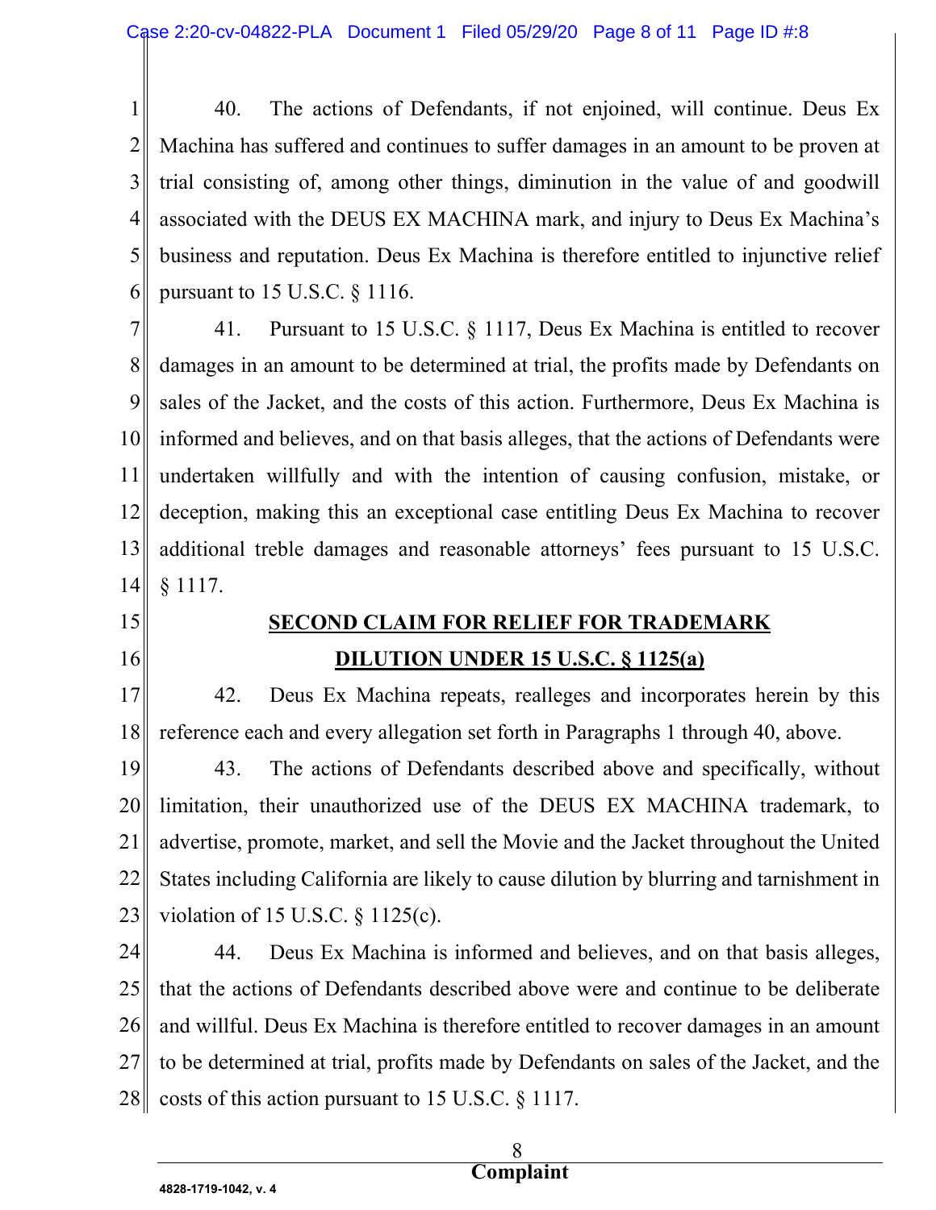40. The actions of Defendants, if not enjoined, will continue. Deus Ex Machina has suffered and continues to suffer damages in an amount to be proven at trial consisting of, among other things, diminution in the value of and goodwill associated with the DEUS EX MACHINA mark, and injury to Deus Ex Machina's business and reputation. Deus Ex Machina is therefore entitled to injunctive relief pursuant to 15 U.S.C. § 1116.

41. Pursuant to 15 U.S.C. § 1117, Deus Ex Machina is entitled to recover damages in an amount to be determined at trial, the profits made by Defendants on sales of the Jacket, and the costs of this action. Furthermore, Deus Ex Machina is informed and believes, and on that basis alleges, that the actions of Defendants were undertaken willfully and with the intention of causing confusion, mistake, or deception, making this an exceptional case entitling Deus Ex Machina to recover additional treble damages and reasonable attorneys' fees pursuant to 15 U.S.C. § 1117.

## SECOND CLAIM FOR RELIEF FOR TRADEMARK DILUTION UNDER 15 U.S.C. § 1125(a)

42. Deus Ex Machina repeats, realleges and incorporates herein by this reference each and every allegation set forth in Paragraphs 1 through 40, above.

43. The actions of Defendants described above and specifically, without limitation, their unauthorized use of the DEUS EX MACHINA trademark, to advertise, promote, market, and sell the Movie and the Jacket throughout the United States including California are likely to cause dilution by blurring and tarnishment in violation of 15 U.S.C. § 1125(c).

44. Deus Ex Machina is informed and believes, and on that basis alleges, that the actions of Defendants described above were and continue to be deliberate and willful. Deus Ex Machina is therefore entitled to recover damages in an amount to be determined at trial, profits made by Defendants on sales of the Jacket, and the costs of this action pursuant to 15 U.S.C. § 1117.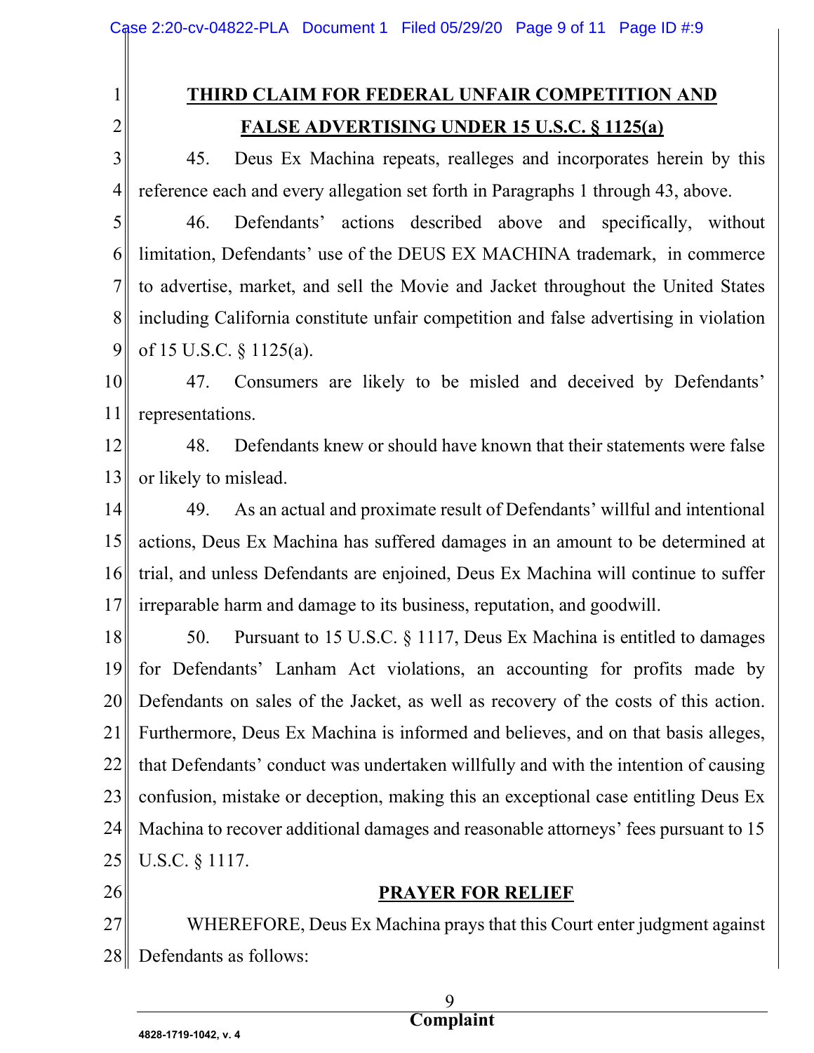## THIRD CLAIM FOR FEDERAL UNFAIR COMPETITION AND FALSE ADVERTISING UNDER 15 U.S.C. § 1125(a)

45. Deus Ex Machina repeats, realleges and incorporates herein by this reference each and every allegation set forth in Paragraphs 1 through 43, above.

46. Defendants' actions described above and specifically, without limitation, Defendants' use of the DEUS EX MACHINA trademark, in commerce to advertise, market, and sell the Movie and Jacket throughout the United States including California constitute unfair competition and false advertising in violation of 15 U.S.C. § 1125(a).

47. Consumers are likely to be misled and deceived by Defendants' representations.

48. Defendants knew or should have known that their statements were false or likely to mislead.

49. As an actual and proximate result of Defendants' willful and intentional actions, Deus Ex Machina has suffered damages in an amount to be determined at trial, and unless Defendants are enjoined, Deus Ex Machina will continue to suffer irreparable harm and damage to its business, reputation, and goodwill.

50. Pursuant to 15 U.S.C. § 1117, Deus Ex Machina is entitled to damages for Defendants' Lanham Act violations, an accounting for profits made by Defendants on sales of the Jacket, as well as recovery of the costs of this action. Furthermore, Deus Ex Machina is informed and believes, and on that basis alleges, that Defendants' conduct was undertaken willfully and with the intention of causing confusion, mistake or deception, making this an exceptional case entitling Deus Ex Machina to recover additional damages and reasonable attorneys' fees pursuant to 15 U.S.C. § 1117.

## PRAYER FOR RELIEF

WHEREFORE, Deus Ex Machina prays that this Court enter judgment against Defendants as follows: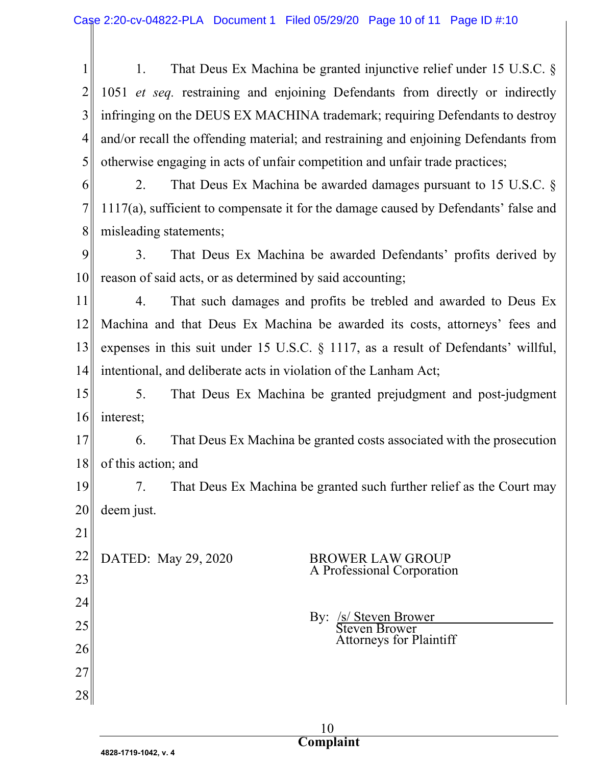1. That Deus Ex Machina be granted injunctive relief under 15 U.S.C. § 1051 *et seq.* restraining and enjoining Defendants from directly or indirectly infringing on the DEUS EX MACHINA trademark; requiring Defendants to destroy and/or recall the offending material; and restraining and enjoining Defendants from otherwise engaging in acts of unfair competition and unfair trade practices;

2. That Deus Ex Machina be awarded damages pursuant to 15 U.S.C. § 1117(a), sufficient to compensate it for the damage caused by Defendants' false and misleading statements;

3. That Deus Ex Machina be awarded Defendants' profits derived by reason of said acts, or as determined by said accounting;

4. That such damages and profits be trebled and awarded to Deus Ex Machina and that Deus Ex Machina be awarded its costs, attorneys' fees and expenses in this suit under 15 U.S.C. § 1117, as a result of Defendants' willful, intentional, and deliberate acts in violation of the Lanham Act;

5. That Deus Ex Machina be granted prejudgment and post-judgment interest;

6. That Deus Ex Machina be granted costs associated with the prosecution of this action; and

7. That Deus Ex Machina be granted such further relief as the Court may deem just.

DATED: May 29, 2020

BROWER LAW GROUP
A Professional Corporation

By: /s/ Steven Brower
Steven Brower
Attorneys for Plaintiff

4828-1719-1042, v. 4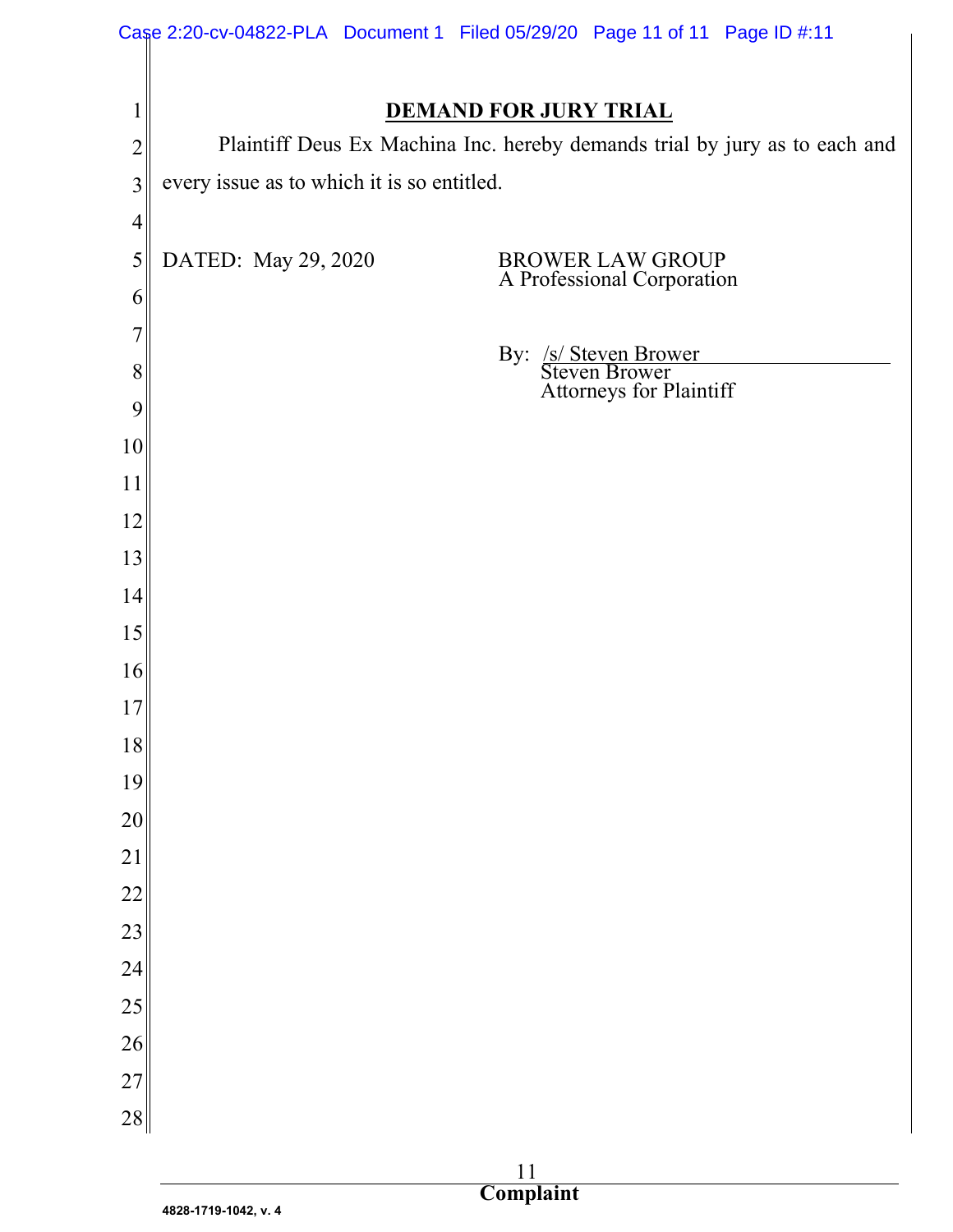**DEMAND FOR JURY TRIAL**

Plaintiff Deus Ex Machina Inc. hereby demands trial by jury as to each and every issue as to which it is so entitled.

DATED: May 29, 2020

BROWER LAW GROUP
A Professional Corporation

By: /s/ Steven Brower
Steven Brower
Attorneys for Plaintiff